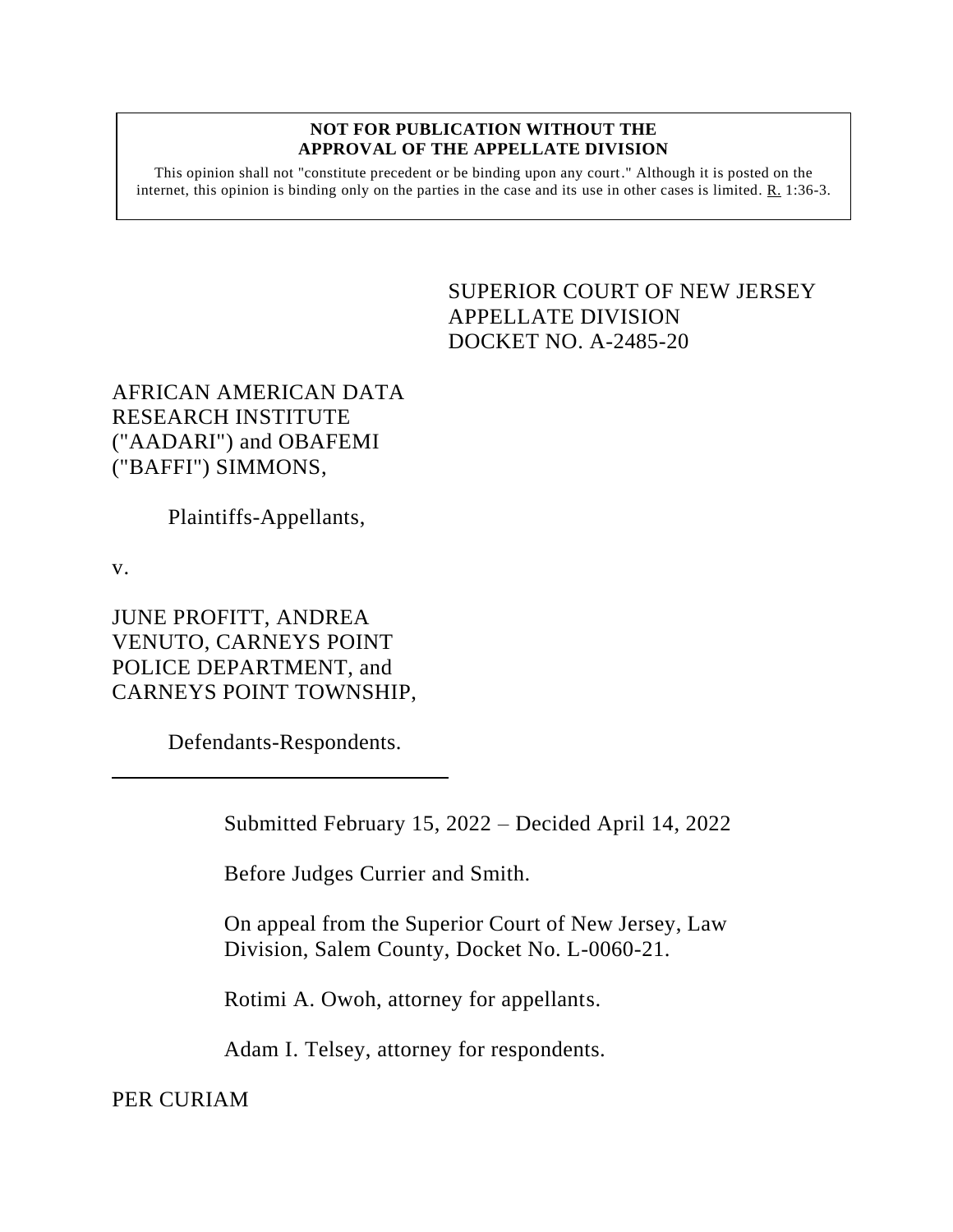**NOT FOR PUBLICATION WITHOUT THE APPROVAL OF THE APPELLATE DIVISION**

This opinion shall not "constitute precedent or be binding upon any court." Although it is posted on the internet, this opinion is binding only on the parties in the case and its use in other cases is limited. R. 1:36-3.

SUPERIOR COURT OF NEW JERSEY
APPELLATE DIVISION
DOCKET NO. A-2485-20

AFRICAN AMERICAN DATA RESEARCH INSTITUTE ("AADARI") and OBAFEMI ("BAFFI") SIMMONS,

Plaintiffs-Appellants,

v.

JUNE PROFITT, ANDREA VENUTO, CARNEYS POINT POLICE DEPARTMENT, and CARNEYS POINT TOWNSHIP,

Defendants-Respondents.

---

Submitted February 15, 2022 – Decided April 14, 2022

Before Judges Currier and Smith.

On appeal from the Superior Court of New Jersey, Law Division, Salem County, Docket No. L-0060-21.

Rotimi A. Owoh, attorney for appellants.

Adam I. Telsey, attorney for respondents.

PER CURIAM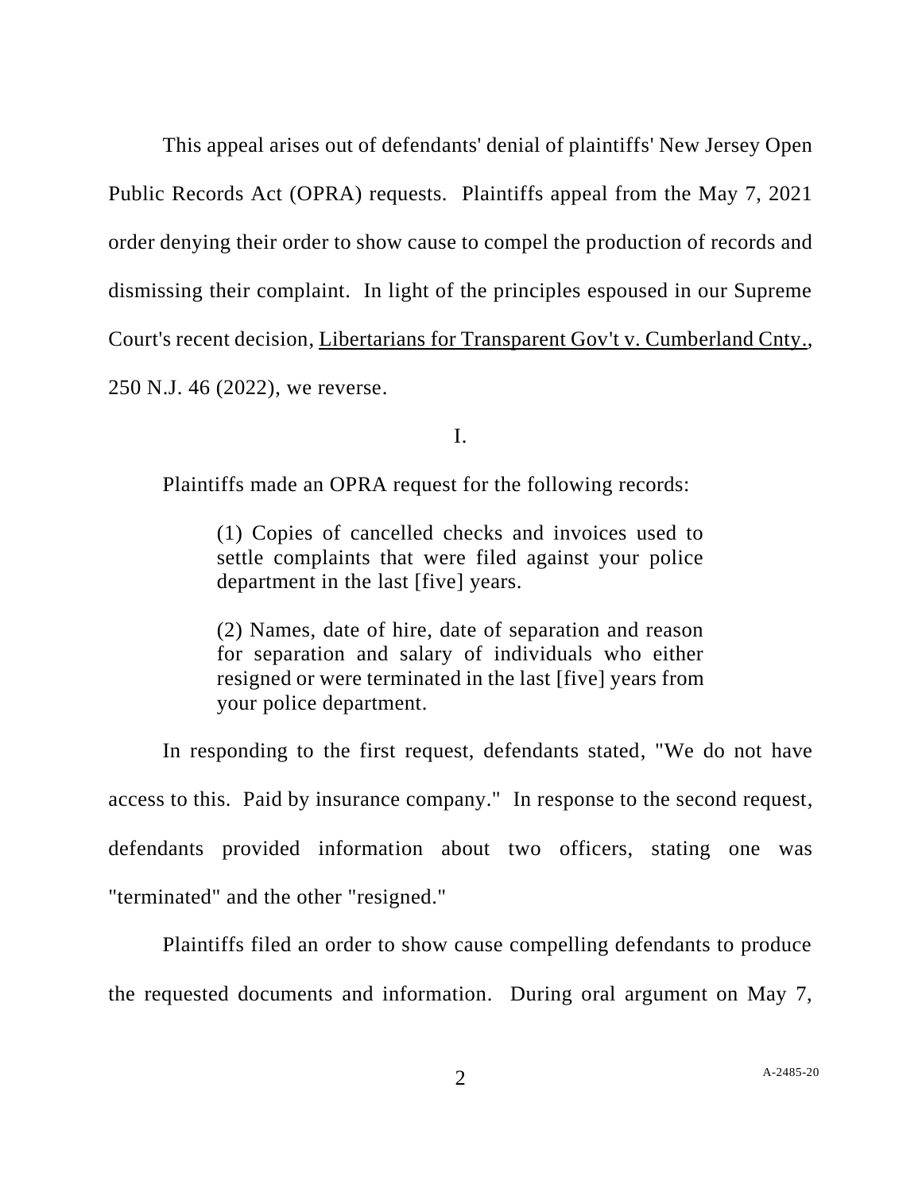This appeal arises out of defendants' denial of plaintiffs' New Jersey Open Public Records Act (OPRA) requests. Plaintiffs appeal from the May 7, 2021 order denying their order to show cause to compel the production of records and dismissing their complaint. In light of the principles espoused in our Supreme Court's recent decision, Libertarians for Transparent Gov't v. Cumberland Cnty., 250 N.J. 46 (2022), we reverse.

## I.

Plaintiffs made an OPRA request for the following records:

> (1) Copies of cancelled checks and invoices used to settle complaints that were filed against your police department in the last [five] years.
>
> (2) Names, date of hire, date of separation and reason for separation and salary of individuals who either resigned or were terminated in the last [five] years from your police department.

In responding to the first request, defendants stated, "We do not have access to this. Paid by insurance company." In response to the second request, defendants provided information about two officers, stating one was "terminated" and the other "resigned."

Plaintiffs filed an order to show cause compelling defendants to produce the requested documents and information. During oral argument on May 7,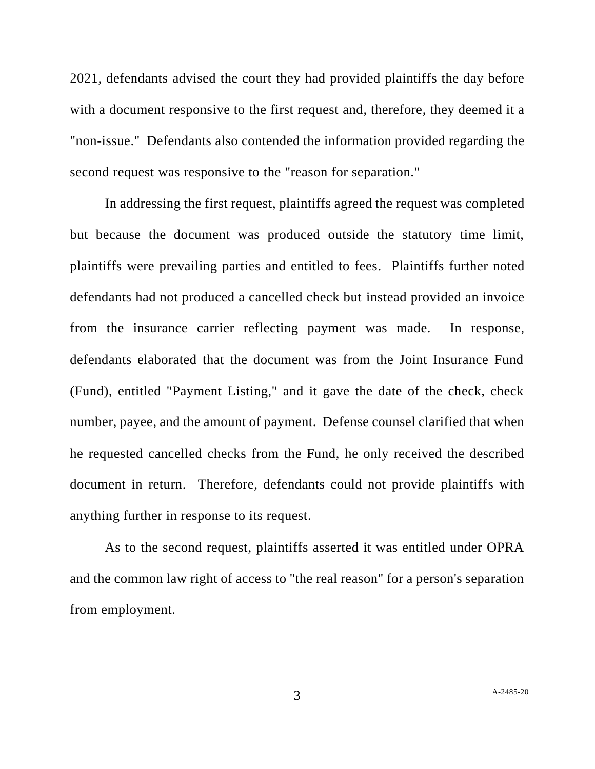2021, defendants advised the court they had provided plaintiffs the day before with a document responsive to the first request and, therefore, they deemed it a "non-issue." Defendants also contended the information provided regarding the second request was responsive to the "reason for separation."

In addressing the first request, plaintiffs agreed the request was completed but because the document was produced outside the statutory time limit, plaintiffs were prevailing parties and entitled to fees. Plaintiffs further noted defendants had not produced a cancelled check but instead provided an invoice from the insurance carrier reflecting payment was made. In response, defendants elaborated that the document was from the Joint Insurance Fund (Fund), entitled "Payment Listing," and it gave the date of the check, check number, payee, and the amount of payment. Defense counsel clarified that when he requested cancelled checks from the Fund, he only received the described document in return. Therefore, defendants could not provide plaintiffs with anything further in response to its request.

As to the second request, plaintiffs asserted it was entitled under OPRA and the common law right of access to "the real reason" for a person's separation from employment.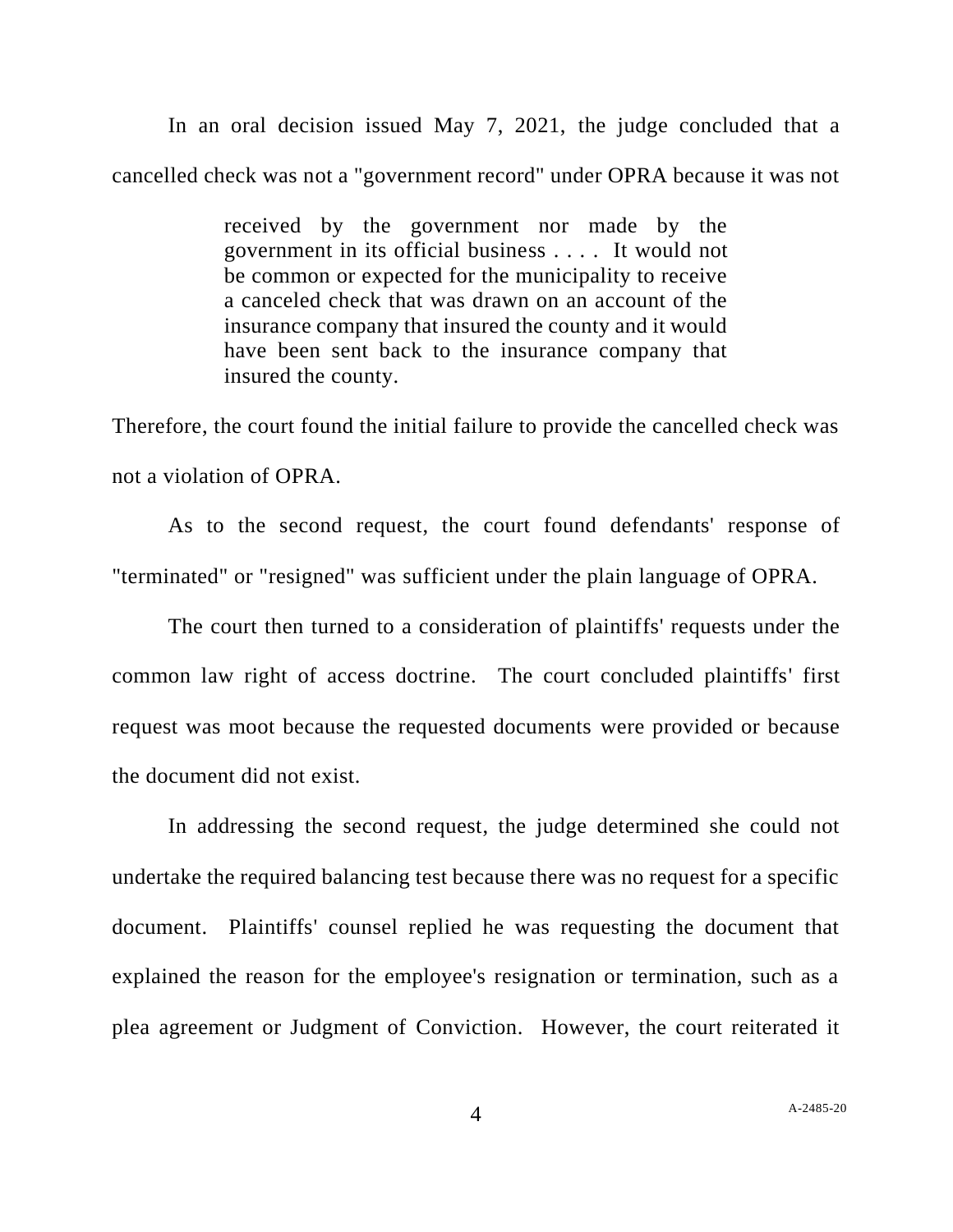In an oral decision issued May 7, 2021, the judge concluded that a cancelled check was not a "government record" under OPRA because it was not

> received by the government nor made by the government in its official business . . . . It would not be common or expected for the municipality to receive a canceled check that was drawn on an account of the insurance company that insured the county and it would have been sent back to the insurance company that insured the county.

Therefore, the court found the initial failure to provide the cancelled check was not a violation of OPRA.

As to the second request, the court found defendants' response of "terminated" or "resigned" was sufficient under the plain language of OPRA.

The court then turned to a consideration of plaintiffs' requests under the common law right of access doctrine. The court concluded plaintiffs' first request was moot because the requested documents were provided or because the document did not exist.

In addressing the second request, the judge determined she could not undertake the required balancing test because there was no request for a specific document. Plaintiffs' counsel replied he was requesting the document that explained the reason for the employee's resignation or termination, such as a plea agreement or Judgment of Conviction. However, the court reiterated it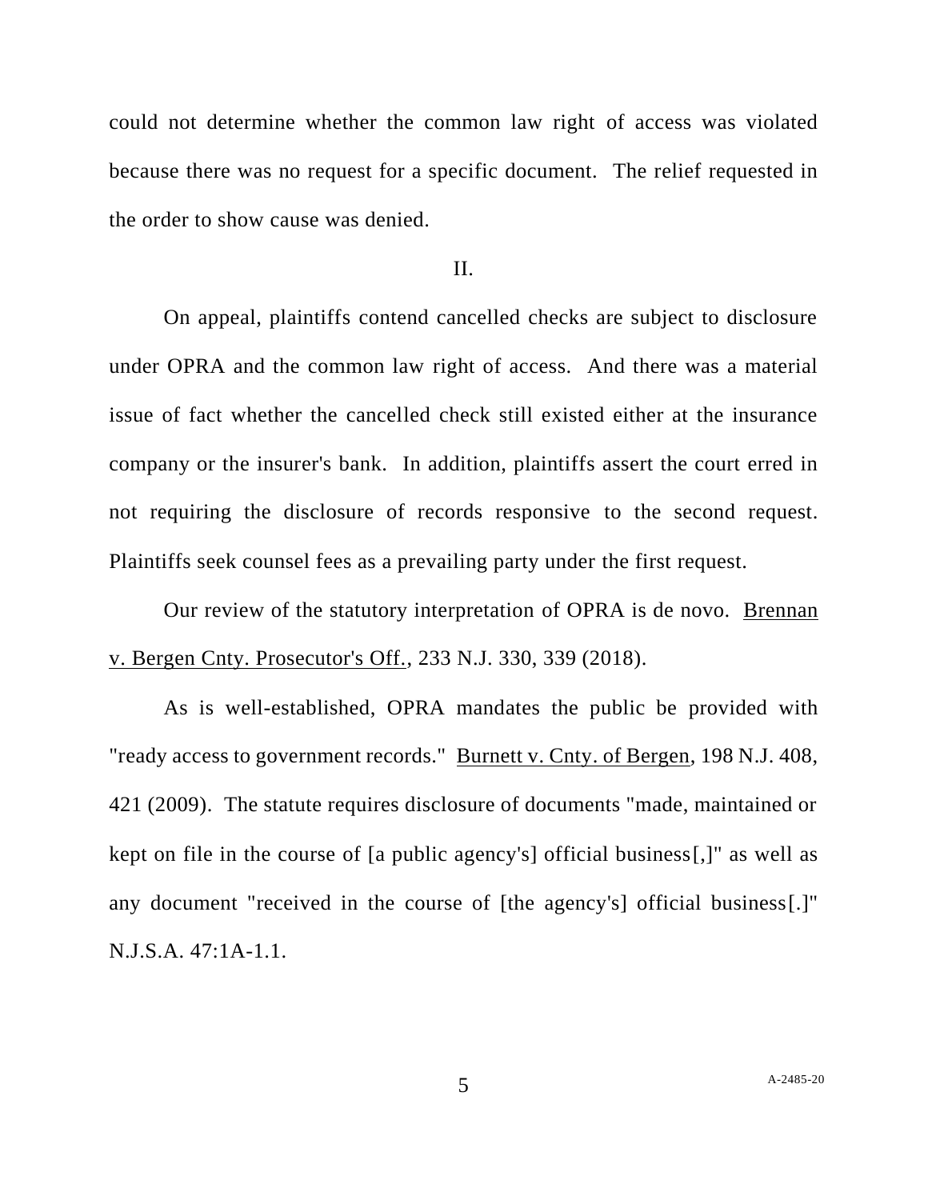could not determine whether the common law right of access was violated because there was no request for a specific document. The relief requested in the order to show cause was denied.

II.

On appeal, plaintiffs contend cancelled checks are subject to disclosure under OPRA and the common law right of access. And there was a material issue of fact whether the cancelled check still existed either at the insurance company or the insurer's bank. In addition, plaintiffs assert the court erred in not requiring the disclosure of records responsive to the second request. Plaintiffs seek counsel fees as a prevailing party under the first request.

Our review of the statutory interpretation of OPRA is de novo. Brennan v. Bergen Cnty. Prosecutor's Off., 233 N.J. 330, 339 (2018).

As is well-established, OPRA mandates the public be provided with "ready access to government records." Burnett v. Cnty. of Bergen, 198 N.J. 408, 421 (2009). The statute requires disclosure of documents "made, maintained or kept on file in the course of [a public agency's] official business[,]" as well as any document "received in the course of [the agency's] official business[.]" N.J.S.A. 47:1A-1.1.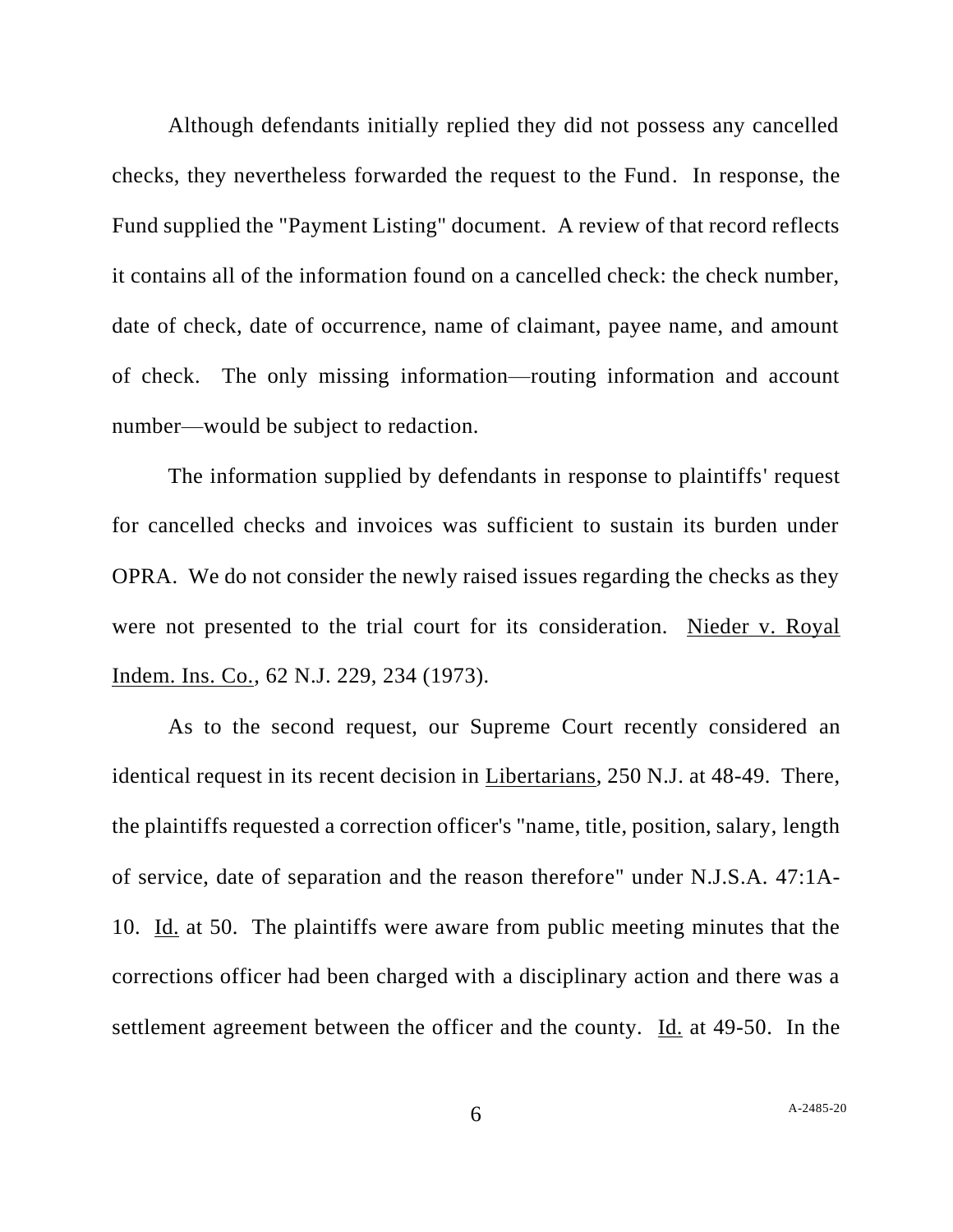Although defendants initially replied they did not possess any cancelled checks, they nevertheless forwarded the request to the Fund. In response, the Fund supplied the "Payment Listing" document. A review of that record reflects it contains all of the information found on a cancelled check: the check number, date of check, date of occurrence, name of claimant, payee name, and amount of check. The only missing information—routing information and account number—would be subject to redaction.

The information supplied by defendants in response to plaintiffs' request for cancelled checks and invoices was sufficient to sustain its burden under OPRA. We do not consider the newly raised issues regarding the checks as they were not presented to the trial court for its consideration. Nieder v. Royal Indem. Ins. Co., 62 N.J. 229, 234 (1973).

As to the second request, our Supreme Court recently considered an identical request in its recent decision in Libertarians, 250 N.J. at 48-49. There, the plaintiffs requested a correction officer's "name, title, position, salary, length of service, date of separation and the reason therefore" under N.J.S.A. 47:1A-10. Id. at 50. The plaintiffs were aware from public meeting minutes that the corrections officer had been charged with a disciplinary action and there was a settlement agreement between the officer and the county. Id. at 49-50. In the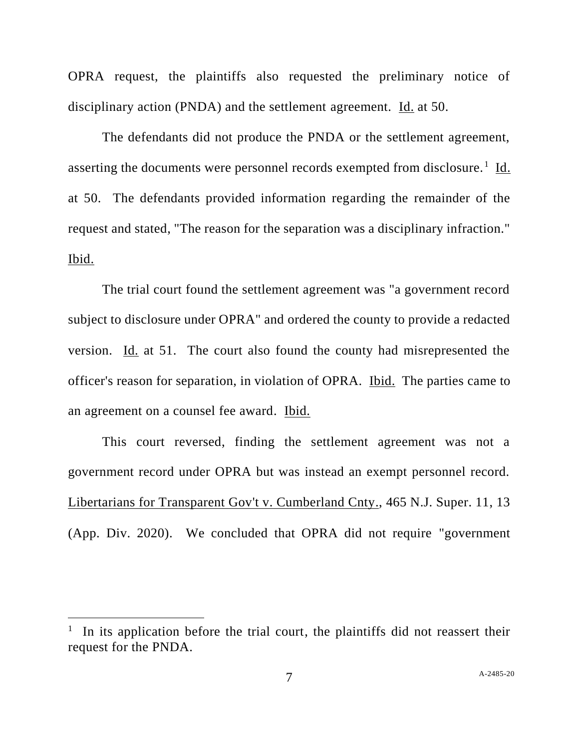OPRA request, the plaintiffs also requested the preliminary notice of disciplinary action (PNDA) and the settlement agreement. Id. at 50.

The defendants did not produce the PNDA or the settlement agreement, asserting the documents were personnel records exempted from disclosure.[1] Id. at 50. The defendants provided information regarding the remainder of the request and stated, "The reason for the separation was a disciplinary infraction." Ibid.

The trial court found the settlement agreement was "a government record subject to disclosure under OPRA" and ordered the county to provide a redacted version. Id. at 51. The court also found the county had misrepresented the officer's reason for separation, in violation of OPRA. Ibid. The parties came to an agreement on a counsel fee award. Ibid.

This court reversed, finding the settlement agreement was not a government record under OPRA but was instead an exempt personnel record. Libertarians for Transparent Gov't v. Cumberland Cnty., 465 N.J. Super. 11, 13 (App. Div. 2020). We concluded that OPRA did not require "government

[1] In its application before the trial court, the plaintiffs did not reassert their request for the PNDA.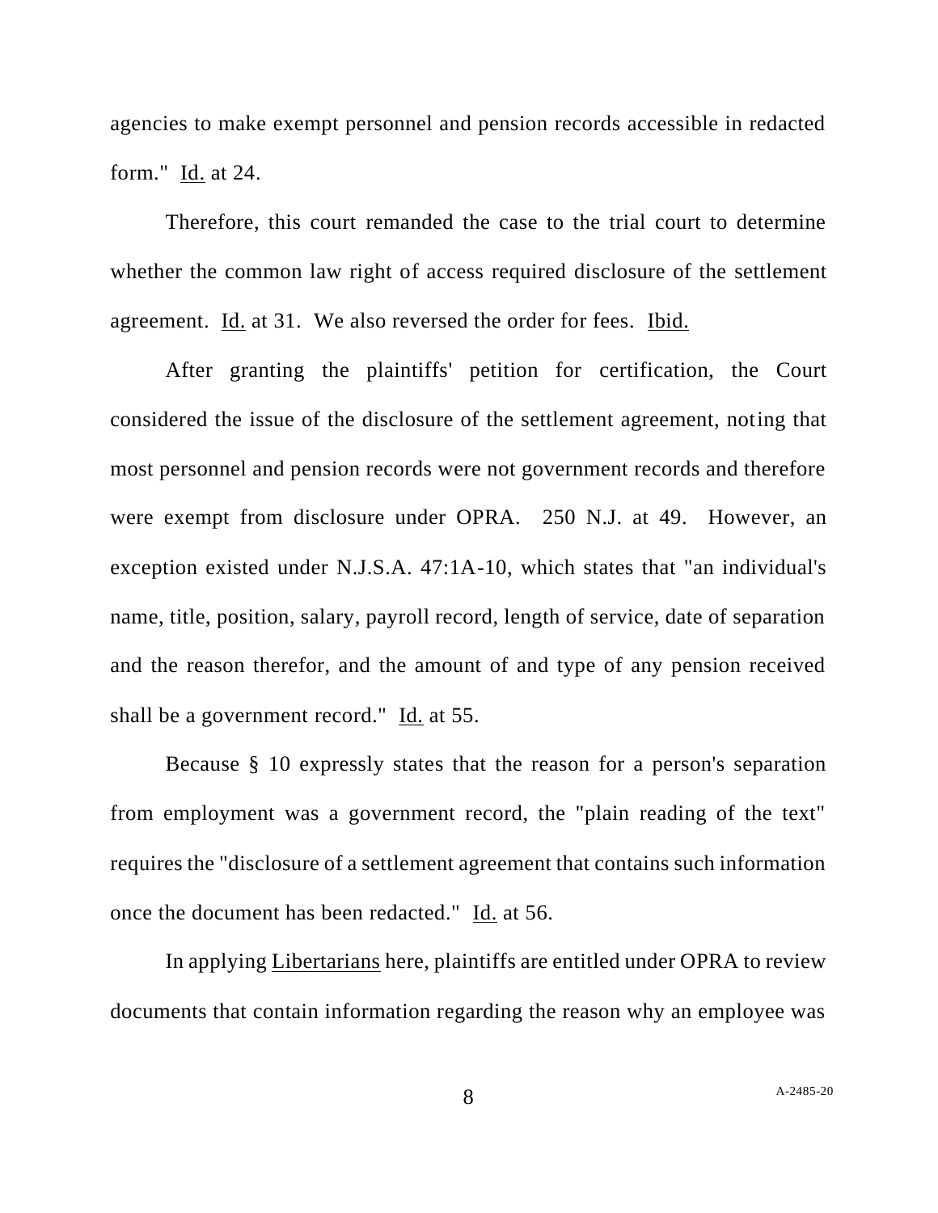agencies to make exempt personnel and pension records accessible in redacted form." Id. at 24.

Therefore, this court remanded the case to the trial court to determine whether the common law right of access required disclosure of the settlement agreement. Id. at 31. We also reversed the order for fees. Ibid.

After granting the plaintiffs' petition for certification, the Court considered the issue of the disclosure of the settlement agreement, noting that most personnel and pension records were not government records and therefore were exempt from disclosure under OPRA. 250 N.J. at 49. However, an exception existed under N.J.S.A. 47:1A-10, which states that "an individual's name, title, position, salary, payroll record, length of service, date of separation and the reason therefor, and the amount of and type of any pension received shall be a government record." Id. at 55.

Because § 10 expressly states that the reason for a person's separation from employment was a government record, the "plain reading of the text" requires the "disclosure of a settlement agreement that contains such information once the document has been redacted." Id. at 56.

In applying Libertarians here, plaintiffs are entitled under OPRA to review documents that contain information regarding the reason why an employee was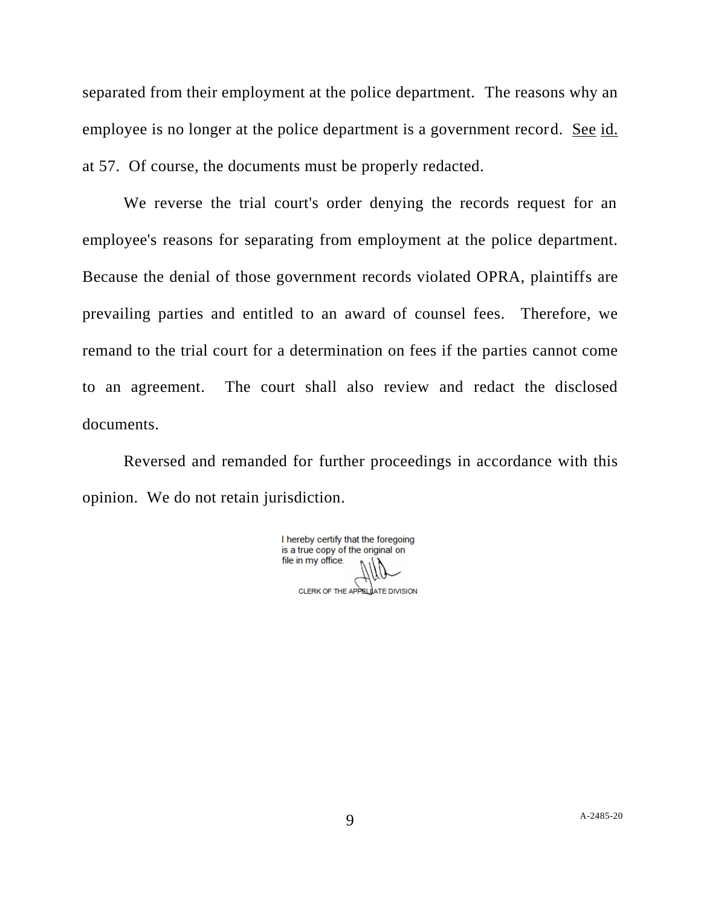separated from their employment at the police department. The reasons why an employee is no longer at the police department is a government record. See id. at 57. Of course, the documents must be properly redacted.

We reverse the trial court's order denying the records request for an employee's reasons for separating from employment at the police department. Because the denial of those government records violated OPRA, plaintiffs are prevailing parties and entitled to an award of counsel fees. Therefore, we remand to the trial court for a determination on fees if the parties cannot come to an agreement. The court shall also review and redact the disclosed documents.

Reversed and remanded for further proceedings in accordance with this opinion. We do not retain jurisdiction.

I hereby certify that the foregoing is a true copy of the original on file in my office.

CLERK OF THE APPELLATE DIVISION

A-2485-20